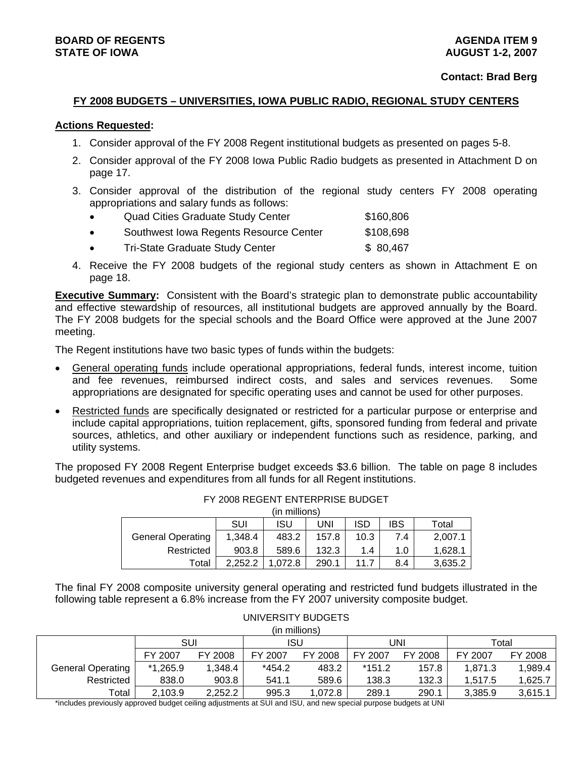**BOARD OF REGENTS**
**STATE OF IOWA**

**AGENDA ITEM 9**
**AUGUST 1-2, 2007**

**Contact: Brad Berg**

## FY 2008 BUDGETS – UNIVERSITIES, IOWA PUBLIC RADIO, REGIONAL STUDY CENTERS

**Actions Requested:**

1. Consider approval of the FY 2008 Regent institutional budgets as presented on pages 5-8.
2. Consider approval of the FY 2008 Iowa Public Radio budgets as presented in Attachment D on page 17.
3. Consider approval of the distribution of the regional study centers FY 2008 operating appropriations and salary funds as follows:
   - Quad Cities Graduate Study Center $160,806
   - Southwest Iowa Regents Resource Center $108,698
   - Tri-State Graduate Study Center $ 80,467
4. Receive the FY 2008 budgets of the regional study centers as shown in Attachment E on page 18.

**Executive Summary:** Consistent with the Board's strategic plan to demonstrate public accountability and effective stewardship of resources, all institutional budgets are approved annually by the Board. The FY 2008 budgets for the special schools and the Board Office were approved at the June 2007 meeting.

The Regent institutions have two basic types of funds within the budgets:

- General operating funds include operational appropriations, federal funds, interest income, tuition and fee revenues, reimbursed indirect costs, and sales and services revenues. Some appropriations are designated for specific operating uses and cannot be used for other purposes.
- Restricted funds are specifically designated or restricted for a particular purpose or enterprise and include capital appropriations, tuition replacement, gifts, sponsored funding from federal and private sources, athletics, and other auxiliary or independent functions such as residence, parking, and utility systems.

The proposed FY 2008 Regent Enterprise budget exceeds $3.6 billion. The table on page 8 includes budgeted revenues and expenditures from all funds for all Regent institutions.

FY 2008 REGENT ENTERPRISE BUDGET
(in millions)

| | SUI | ISU | UNI | ISD | IBS | Total |
|---|---|---|---|---|---|---|
| General Operating | 1,348.4 | 483.2 | 157.8 | 10.3 | 7.4 | 2,007.1 |
| Restricted | 903.8 | 589.6 | 132.3 | 1.4 | 1.0 | 1,628.1 |
| Total | 2,252.2 | 1,072.8 | 290.1 | 11.7 | 8.4 | 3,635.2 |

The final FY 2008 composite university general operating and restricted fund budgets illustrated in the following table represent a 6.8% increase from the FY 2007 university composite budget.

UNIVERSITY BUDGETS
(in millions)

| | SUI | | ISU | | UNI | | Total | |
|---|---|---|---|---|---|---|---|---|
| | FY 2007 | FY 2008 | FY 2007 | FY 2008 | FY 2007 | FY 2008 | FY 2007 | FY 2008 |
| General Operating | *1,265.9 | 1,348.4 | *454.2 | 483.2 | *151.2 | 157.8 | 1,871.3 | 1,989.4 |
| Restricted | 838.0 | 903.8 | 541.1 | 589.6 | 138.3 | 132.3 | 1,517.5 | 1,625.7 |
| Total | 2,103.9 | 2,252.2 | 995.3 | 1,072.8 | 289.1 | 290.1 | 3,385.9 | 3,615.1 |

*includes previously approved budget ceiling adjustments at SUI and ISU, and new special purpose budgets at UNI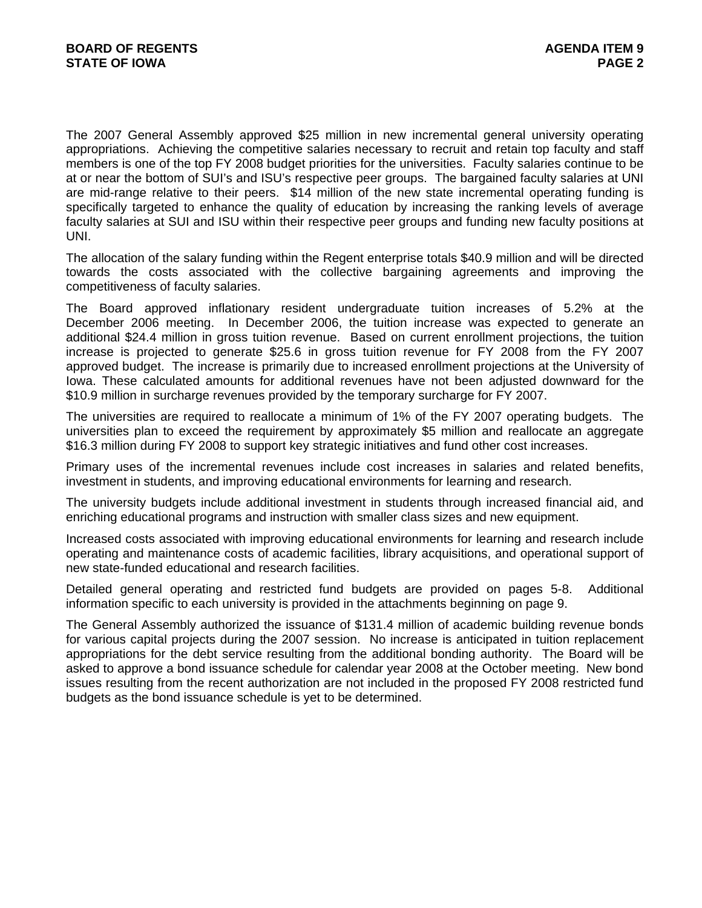The 2007 General Assembly approved $25 million in new incremental general university operating appropriations. Achieving the competitive salaries necessary to recruit and retain top faculty and staff members is one of the top FY 2008 budget priorities for the universities. Faculty salaries continue to be at or near the bottom of SUI's and ISU's respective peer groups. The bargained faculty salaries at UNI are mid-range relative to their peers. $14 million of the new state incremental operating funding is specifically targeted to enhance the quality of education by increasing the ranking levels of average faculty salaries at SUI and ISU within their respective peer groups and funding new faculty positions at UNI.

The allocation of the salary funding within the Regent enterprise totals $40.9 million and will be directed towards the costs associated with the collective bargaining agreements and improving the competitiveness of faculty salaries.

The Board approved inflationary resident undergraduate tuition increases of 5.2% at the December 2006 meeting. In December 2006, the tuition increase was expected to generate an additional $24.4 million in gross tuition revenue. Based on current enrollment projections, the tuition increase is projected to generate $25.6 in gross tuition revenue for FY 2008 from the FY 2007 approved budget. The increase is primarily due to increased enrollment projections at the University of Iowa. These calculated amounts for additional revenues have not been adjusted downward for the $10.9 million in surcharge revenues provided by the temporary surcharge for FY 2007.

The universities are required to reallocate a minimum of 1% of the FY 2007 operating budgets. The universities plan to exceed the requirement by approximately $5 million and reallocate an aggregate $16.3 million during FY 2008 to support key strategic initiatives and fund other cost increases.

Primary uses of the incremental revenues include cost increases in salaries and related benefits, investment in students, and improving educational environments for learning and research.

The university budgets include additional investment in students through increased financial aid, and enriching educational programs and instruction with smaller class sizes and new equipment.

Increased costs associated with improving educational environments for learning and research include operating and maintenance costs of academic facilities, library acquisitions, and operational support of new state-funded educational and research facilities.

Detailed general operating and restricted fund budgets are provided on pages 5-8. Additional information specific to each university is provided in the attachments beginning on page 9.

The General Assembly authorized the issuance of $131.4 million of academic building revenue bonds for various capital projects during the 2007 session. No increase is anticipated in tuition replacement appropriations for the debt service resulting from the additional bonding authority. The Board will be asked to approve a bond issuance schedule for calendar year 2008 at the October meeting. New bond issues resulting from the recent authorization are not included in the proposed FY 2008 restricted fund budgets as the bond issuance schedule is yet to be determined.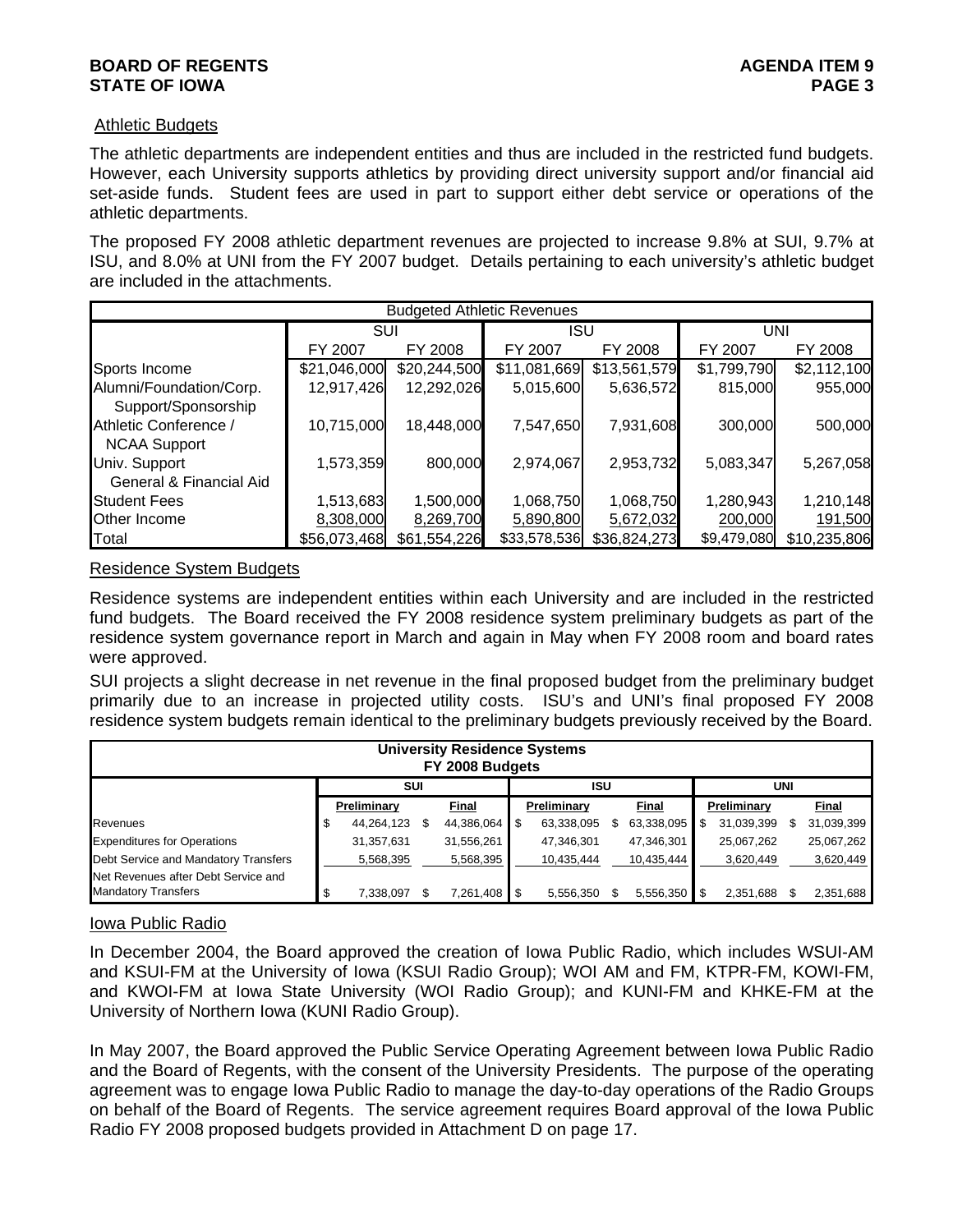### Athletic Budgets

The athletic departments are independent entities and thus are included in the restricted fund budgets. However, each University supports athletics by providing direct university support and/or financial aid set-aside funds. Student fees are used in part to support either debt service or operations of the athletic departments.

The proposed FY 2008 athletic department revenues are projected to increase 9.8% at SUI, 9.7% at ISU, and 8.0% at UNI from the FY 2007 budget. Details pertaining to each university's athletic budget are included in the attachments.

| Budgeted Athletic Revenues | | | | | | |
|---|---|---|---|---|---|---|
| | SUI | | ISU | | UNI | |
| | FY 2007 | FY 2008 | FY 2007 | FY 2008 | FY 2007 | FY 2008 |
| Sports Income | $21,046,000 | $20,244,500 | $11,081,669 | $13,561,579 | $1,799,790 | $2,112,100 |
| Alumni/Foundation/Corp. Support/Sponsorship | 12,917,426 | 12,292,026 | 5,015,600 | 5,636,572 | 815,000 | 955,000 |
| Athletic Conference / NCAA Support | 10,715,000 | 18,448,000 | 7,547,650 | 7,931,608 | 300,000 | 500,000 |
| Univ. Support General & Financial Aid | 1,573,359 | 800,000 | 2,974,067 | 2,953,732 | 5,083,347 | 5,267,058 |
| Student Fees | 1,513,683 | 1,500,000 | 1,068,750 | 1,068,750 | 1,280,943 | 1,210,148 |
| Other Income | 8,308,000 | 8,269,700 | 5,890,800 | 5,672,032 | 200,000 | 191,500 |
| Total | $56,073,468 | $61,554,226 | $33,578,536 | $36,824,273 | $9,479,080 | $10,235,806 |

### Residence System Budgets

Residence systems are independent entities within each University and are included in the restricted fund budgets. The Board received the FY 2008 residence system preliminary budgets as part of the residence system governance report in March and again in May when FY 2008 room and board rates were approved.

SUI projects a slight decrease in net revenue in the final proposed budget from the preliminary budget primarily due to an increase in projected utility costs. ISU's and UNI's final proposed FY 2008 residence system budgets remain identical to the preliminary budgets previously received by the Board.

| University Residence Systems FY 2008 Budgets | | | | | | |
|---|---|---|---|---|---|---|
| | SUI | | ISU | | UNI | |
| | Preliminary | Final | Preliminary | Final | Preliminary | Final |
| Revenues | $ 44,264,123 | $ 44,386,064 | $ 63,338,095 | $ 63,338,095 | $ 31,039,399 | $ 31,039,399 |
| Expenditures for Operations | 31,357,631 | 31,556,261 | 47,346,301 | 47,346,301 | 25,067,262 | 25,067,262 |
| Debt Service and Mandatory Transfers | 5,568,395 | 5,568,395 | 10,435,444 | 10,435,444 | 3,620,449 | 3,620,449 |
| Net Revenues after Debt Service and Mandatory Transfers | $ 7,338,097 | $ 7,261,408 | $ 5,556,350 | $ 5,556,350 | $ 2,351,688 | $ 2,351,688 |

### Iowa Public Radio

In December 2004, the Board approved the creation of Iowa Public Radio, which includes WSUI-AM and KSUI-FM at the University of Iowa (KSUI Radio Group); WOI AM and FM, KTPR-FM, KOWI-FM, and KWOI-FM at Iowa State University (WOI Radio Group); and KUNI-FM and KHKE-FM at the University of Northern Iowa (KUNI Radio Group).

In May 2007, the Board approved the Public Service Operating Agreement between Iowa Public Radio and the Board of Regents, with the consent of the University Presidents. The purpose of the operating agreement was to engage Iowa Public Radio to manage the day-to-day operations of the Radio Groups on behalf of the Board of Regents. The service agreement requires Board approval of the Iowa Public Radio FY 2008 proposed budgets provided in Attachment D on page 17.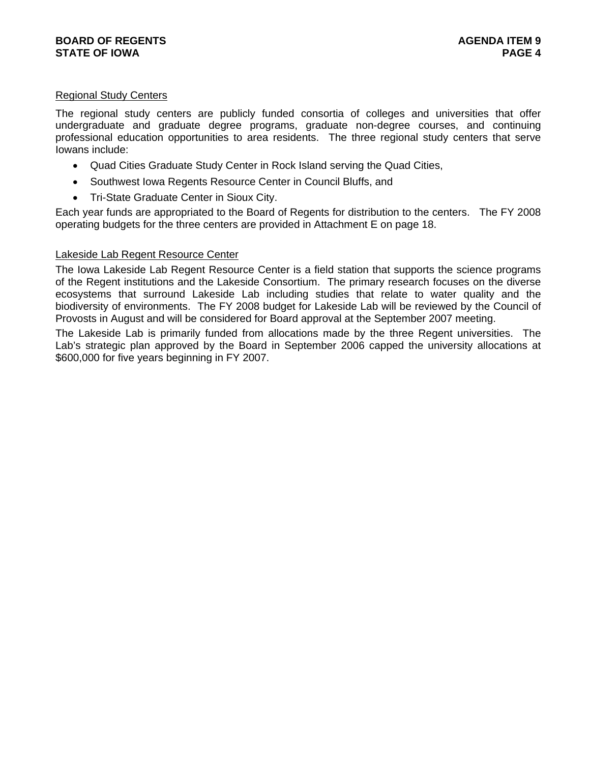Regional Study Centers

The regional study centers are publicly funded consortia of colleges and universities that offer undergraduate and graduate degree programs, graduate non-degree courses, and continuing professional education opportunities to area residents. The three regional study centers that serve Iowans include:

- Quad Cities Graduate Study Center in Rock Island serving the Quad Cities,
- Southwest Iowa Regents Resource Center in Council Bluffs, and
- Tri-State Graduate Center in Sioux City.

Each year funds are appropriated to the Board of Regents for distribution to the centers. The FY 2008 operating budgets for the three centers are provided in Attachment E on page 18.

Lakeside Lab Regent Resource Center

The Iowa Lakeside Lab Regent Resource Center is a field station that supports the science programs of the Regent institutions and the Lakeside Consortium. The primary research focuses on the diverse ecosystems that surround Lakeside Lab including studies that relate to water quality and the biodiversity of environments. The FY 2008 budget for Lakeside Lab will be reviewed by the Council of Provosts in August and will be considered for Board approval at the September 2007 meeting.

The Lakeside Lab is primarily funded from allocations made by the three Regent universities. The Lab's strategic plan approved by the Board in September 2006 capped the university allocations at $600,000 for five years beginning in FY 2007.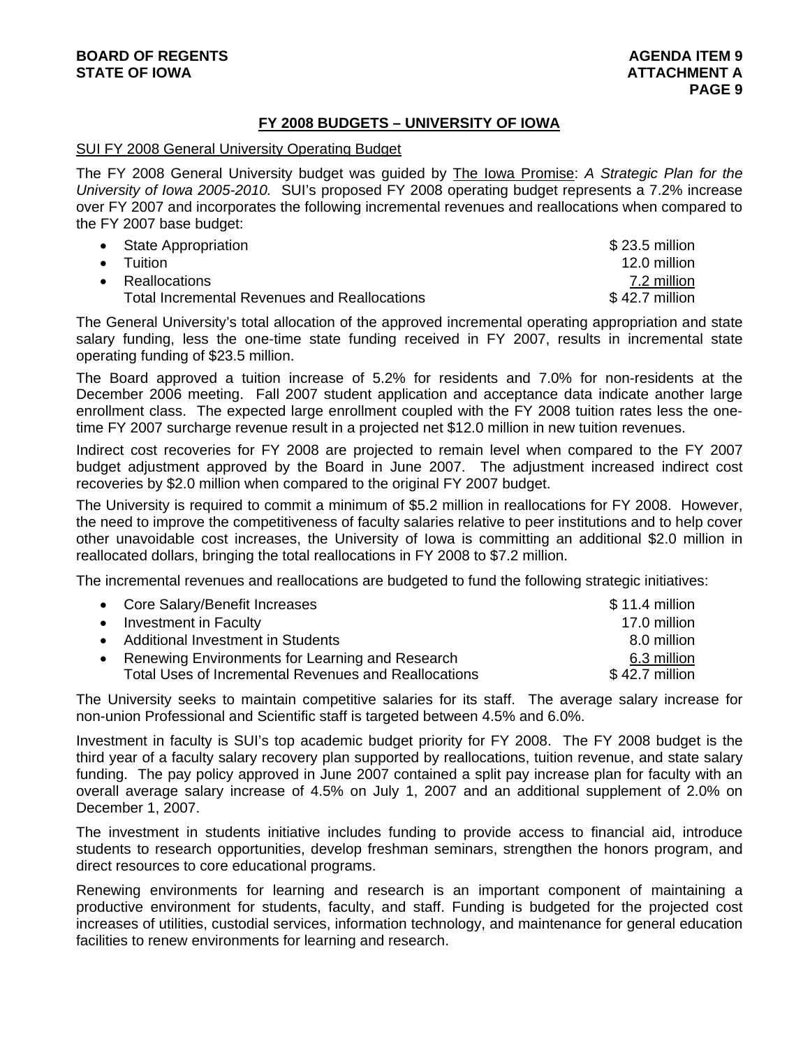## FY 2008 BUDGETS – UNIVERSITY OF IOWA

SUI FY 2008 General University Operating Budget

The FY 2008 General University budget was guided by The Iowa Promise: *A Strategic Plan for the University of Iowa 2005-2010.* SUI's proposed FY 2008 operating budget represents a 7.2% increase over FY 2007 and incorporates the following incremental revenues and reallocations when compared to the FY 2007 base budget:

| | |
|---|---|
| • State Appropriation | $ 23.5 million |
| • Tuition | 12.0 million |
| • Reallocations | 7.2 million |
| Total Incremental Revenues and Reallocations | $ 42.7 million |

The General University's total allocation of the approved incremental operating appropriation and state salary funding, less the one-time state funding received in FY 2007, results in incremental state operating funding of $23.5 million.

The Board approved a tuition increase of 5.2% for residents and 7.0% for non-residents at the December 2006 meeting. Fall 2007 student application and acceptance data indicate another large enrollment class. The expected large enrollment coupled with the FY 2008 tuition rates less the one-time FY 2007 surcharge revenue result in a projected net $12.0 million in new tuition revenues.

Indirect cost recoveries for FY 2008 are projected to remain level when compared to the FY 2007 budget adjustment approved by the Board in June 2007. The adjustment increased indirect cost recoveries by $2.0 million when compared to the original FY 2007 budget.

The University is required to commit a minimum of $5.2 million in reallocations for FY 2008. However, the need to improve the competitiveness of faculty salaries relative to peer institutions and to help cover other unavoidable cost increases, the University of Iowa is committing an additional $2.0 million in reallocated dollars, bringing the total reallocations in FY 2008 to $7.2 million.

The incremental revenues and reallocations are budgeted to fund the following strategic initiatives:

| | |
|---|---|
| • Core Salary/Benefit Increases | $ 11.4 million |
| • Investment in Faculty | 17.0 million |
| • Additional Investment in Students | 8.0 million |
| • Renewing Environments for Learning and Research | 6.3 million |
| Total Uses of Incremental Revenues and Reallocations | $ 42.7 million |

The University seeks to maintain competitive salaries for its staff. The average salary increase for non-union Professional and Scientific staff is targeted between 4.5% and 6.0%.

Investment in faculty is SUI's top academic budget priority for FY 2008. The FY 2008 budget is the third year of a faculty salary recovery plan supported by reallocations, tuition revenue, and state salary funding. The pay policy approved in June 2007 contained a split pay increase plan for faculty with an overall average salary increase of 4.5% on July 1, 2007 and an additional supplement of 2.0% on December 1, 2007.

The investment in students initiative includes funding to provide access to financial aid, introduce students to research opportunities, develop freshman seminars, strengthen the honors program, and direct resources to core educational programs.

Renewing environments for learning and research is an important component of maintaining a productive environment for students, faculty, and staff. Funding is budgeted for the projected cost increases of utilities, custodial services, information technology, and maintenance for general education facilities to renew environments for learning and research.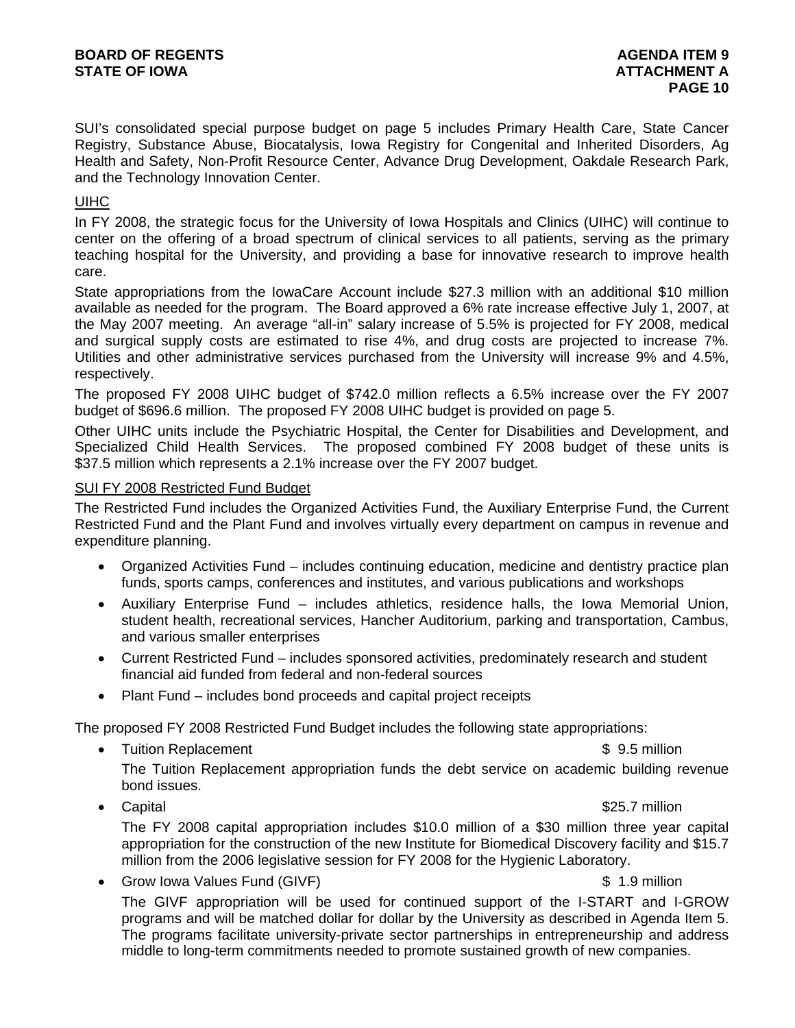SUI's consolidated special purpose budget on page 5 includes Primary Health Care, State Cancer Registry, Substance Abuse, Biocatalysis, Iowa Registry for Congenital and Inherited Disorders, Ag Health and Safety, Non-Profit Resource Center, Advance Drug Development, Oakdale Research Park, and the Technology Innovation Center.

## UIHC

In FY 2008, the strategic focus for the University of Iowa Hospitals and Clinics (UIHC) will continue to center on the offering of a broad spectrum of clinical services to all patients, serving as the primary teaching hospital for the University, and providing a base for innovative research to improve health care.

State appropriations from the IowaCare Account include $27.3 million with an additional $10 million available as needed for the program. The Board approved a 6% rate increase effective July 1, 2007, at the May 2007 meeting. An average "all-in" salary increase of 5.5% is projected for FY 2008, medical and surgical supply costs are estimated to rise 4%, and drug costs are projected to increase 7%. Utilities and other administrative services purchased from the University will increase 9% and 4.5%, respectively.

The proposed FY 2008 UIHC budget of $742.0 million reflects a 6.5% increase over the FY 2007 budget of $696.6 million. The proposed FY 2008 UIHC budget is provided on page 5.

Other UIHC units include the Psychiatric Hospital, the Center for Disabilities and Development, and Specialized Child Health Services. The proposed combined FY 2008 budget of these units is $37.5 million which represents a 2.1% increase over the FY 2007 budget.

## SUI FY 2008 Restricted Fund Budget

The Restricted Fund includes the Organized Activities Fund, the Auxiliary Enterprise Fund, the Current Restricted Fund and the Plant Fund and involves virtually every department on campus in revenue and expenditure planning.

- Organized Activities Fund – includes continuing education, medicine and dentistry practice plan funds, sports camps, conferences and institutes, and various publications and workshops
- Auxiliary Enterprise Fund – includes athletics, residence halls, the Iowa Memorial Union, student health, recreational services, Hancher Auditorium, parking and transportation, Cambus, and various smaller enterprises
- Current Restricted Fund – includes sponsored activities, predominately research and student financial aid funded from federal and non-federal sources
- Plant Fund – includes bond proceeds and capital project receipts

The proposed FY 2008 Restricted Fund Budget includes the following state appropriations:

- Tuition Replacement $ 9.5 million

  The Tuition Replacement appropriation funds the debt service on academic building revenue bond issues.

- Capital $25.7 million

  The FY 2008 capital appropriation includes $10.0 million of a $30 million three year capital appropriation for the construction of the new Institute for Biomedical Discovery facility and $15.7 million from the 2006 legislative session for FY 2008 for the Hygienic Laboratory.

- Grow Iowa Values Fund (GIVF) $ 1.9 million

  The GIVF appropriation will be used for continued support of the I-START and I-GROW programs and will be matched dollar for dollar by the University as described in Agenda Item 5. The programs facilitate university-private sector partnerships in entrepreneurship and address middle to long-term commitments needed to promote sustained growth of new companies.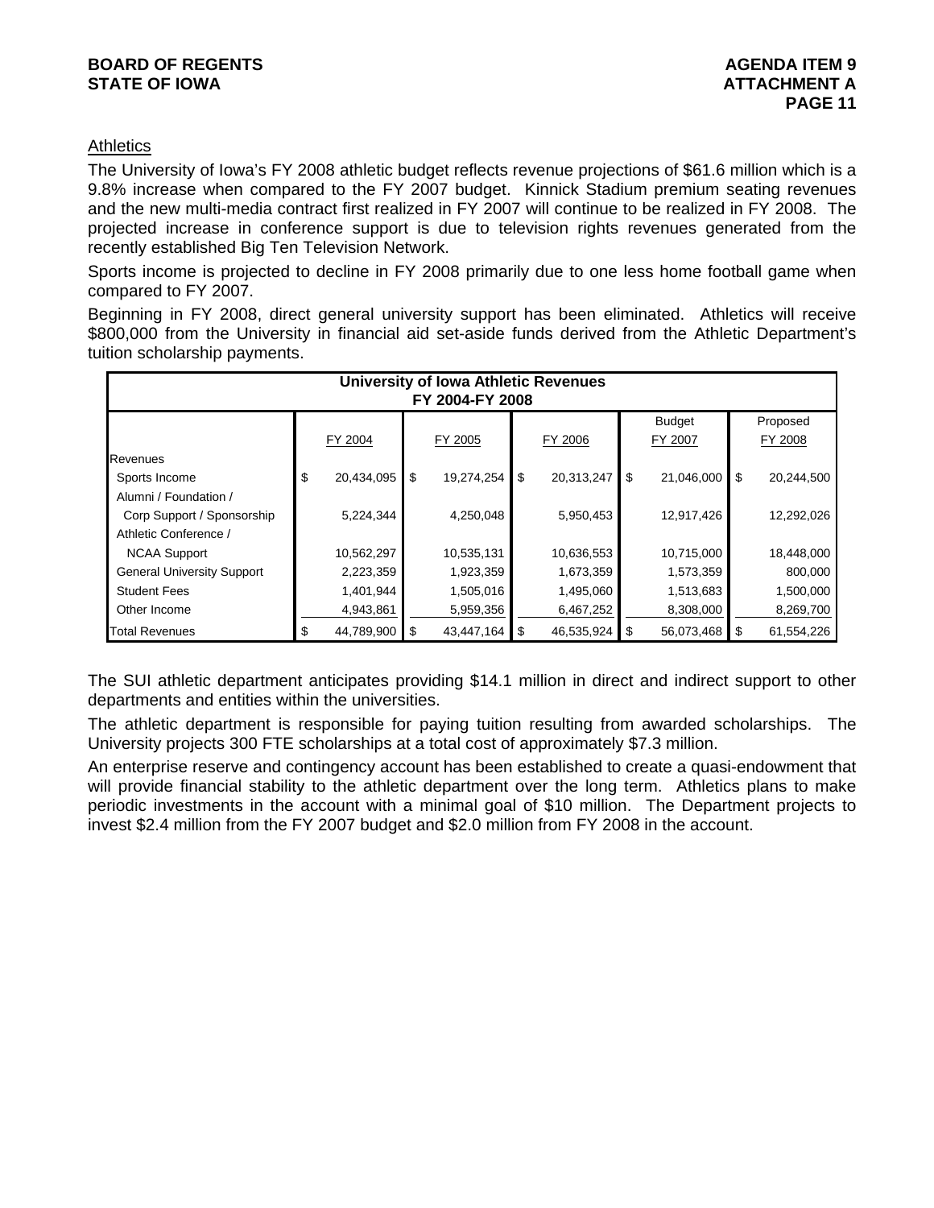Athletics

The University of Iowa's FY 2008 athletic budget reflects revenue projections of $61.6 million which is a 9.8% increase when compared to the FY 2007 budget. Kinnick Stadium premium seating revenues and the new multi-media contract first realized in FY 2007 will continue to be realized in FY 2008. The projected increase in conference support is due to television rights revenues generated from the recently established Big Ten Television Network.

Sports income is projected to decline in FY 2008 primarily due to one less home football game when compared to FY 2007.

Beginning in FY 2008, direct general university support has been eliminated. Athletics will receive $800,000 from the University in financial aid set-aside funds derived from the Athletic Department's tuition scholarship payments.

**University of Iowa Athletic Revenues**
**FY 2004-FY 2008**

| | FY 2004 | FY 2005 | FY 2006 | Budget FY 2007 | Proposed FY 2008 |
|---|---|---|---|---|---|
| Revenues | | | | | |
| Sports Income | $ 20,434,095 | $ 19,274,254 | $ 20,313,247 | $ 21,046,000 | $ 20,244,500 |
| Alumni / Foundation / Corp Support / Sponsorship | 5,224,344 | 4,250,048 | 5,950,453 | 12,917,426 | 12,292,026 |
| Athletic Conference / NCAA Support | 10,562,297 | 10,535,131 | 10,636,553 | 10,715,000 | 18,448,000 |
| General University Support | 2,223,359 | 1,923,359 | 1,673,359 | 1,573,359 | 800,000 |
| Student Fees | 1,401,944 | 1,505,016 | 1,495,060 | 1,513,683 | 1,500,000 |
| Other Income | 4,943,861 | 5,959,356 | 6,467,252 | 8,308,000 | 8,269,700 |
| Total Revenues | $ 44,789,900 | $ 43,447,164 | $ 46,535,924 | $ 56,073,468 | $ 61,554,226 |

The SUI athletic department anticipates providing $14.1 million in direct and indirect support to other departments and entities within the universities.

The athletic department is responsible for paying tuition resulting from awarded scholarships. The University projects 300 FTE scholarships at a total cost of approximately $7.3 million.

An enterprise reserve and contingency account has been established to create a quasi-endowment that will provide financial stability to the athletic department over the long term. Athletics plans to make periodic investments in the account with a minimal goal of $10 million. The Department projects to invest $2.4 million from the FY 2007 budget and $2.0 million from FY 2008 in the account.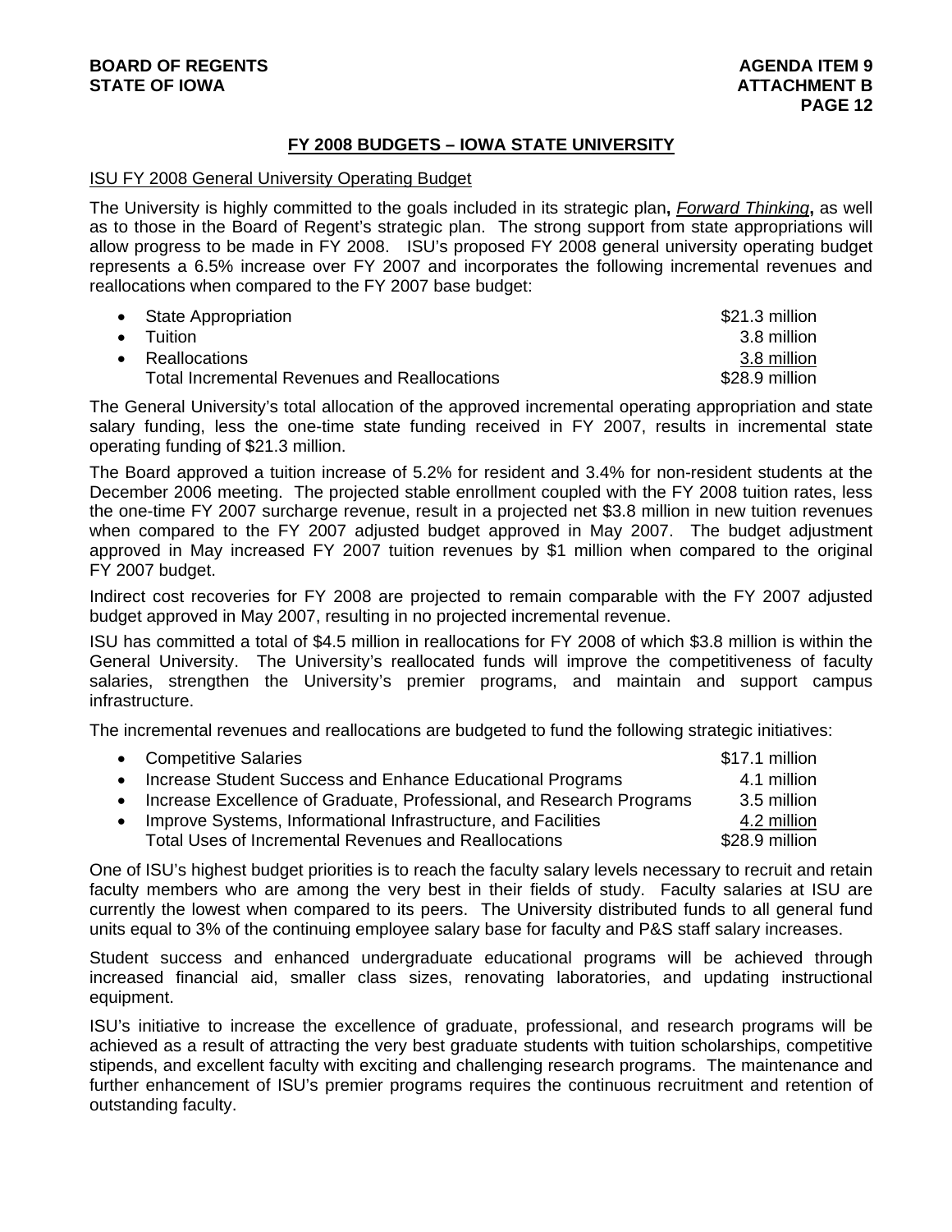## FY 2008 BUDGETS – IOWA STATE UNIVERSITY

### ISU FY 2008 General University Operating Budget

The University is highly committed to the goals included in its strategic plan, ***Forward Thinking***, as well as to those in the Board of Regent's strategic plan. The strong support from state appropriations will allow progress to be made in FY 2008. ISU's proposed FY 2008 general university operating budget represents a 6.5% increase over FY 2007 and incorporates the following incremental revenues and reallocations when compared to the FY 2007 base budget:

| | |
|---|---|
| • State Appropriation | $21.3 million |
| • Tuition | 3.8 million |
| • Reallocations | 3.8 million |
| Total Incremental Revenues and Reallocations | $28.9 million |

The General University's total allocation of the approved incremental operating appropriation and state salary funding, less the one-time state funding received in FY 2007, results in incremental state operating funding of $21.3 million.

The Board approved a tuition increase of 5.2% for resident and 3.4% for non-resident students at the December 2006 meeting. The projected stable enrollment coupled with the FY 2008 tuition rates, less the one-time FY 2007 surcharge revenue, result in a projected net $3.8 million in new tuition revenues when compared to the FY 2007 adjusted budget approved in May 2007. The budget adjustment approved in May increased FY 2007 tuition revenues by $1 million when compared to the original FY 2007 budget.

Indirect cost recoveries for FY 2008 are projected to remain comparable with the FY 2007 adjusted budget approved in May 2007, resulting in no projected incremental revenue.

ISU has committed a total of $4.5 million in reallocations for FY 2008 of which $3.8 million is within the General University. The University's reallocated funds will improve the competitiveness of faculty salaries, strengthen the University's premier programs, and maintain and support campus infrastructure.

The incremental revenues and reallocations are budgeted to fund the following strategic initiatives:

| | |
|---|---|
| • Competitive Salaries | $17.1 million |
| • Increase Student Success and Enhance Educational Programs | 4.1 million |
| • Increase Excellence of Graduate, Professional, and Research Programs | 3.5 million |
| • Improve Systems, Informational Infrastructure, and Facilities | 4.2 million |
| Total Uses of Incremental Revenues and Reallocations | $28.9 million |

One of ISU's highest budget priorities is to reach the faculty salary levels necessary to recruit and retain faculty members who are among the very best in their fields of study. Faculty salaries at ISU are currently the lowest when compared to its peers. The University distributed funds to all general fund units equal to 3% of the continuing employee salary base for faculty and P&S staff salary increases.

Student success and enhanced undergraduate educational programs will be achieved through increased financial aid, smaller class sizes, renovating laboratories, and updating instructional equipment.

ISU's initiative to increase the excellence of graduate, professional, and research programs will be achieved as a result of attracting the very best graduate students with tuition scholarships, competitive stipends, and excellent faculty with exciting and challenging research programs. The maintenance and further enhancement of ISU's premier programs requires the continuous recruitment and retention of outstanding faculty.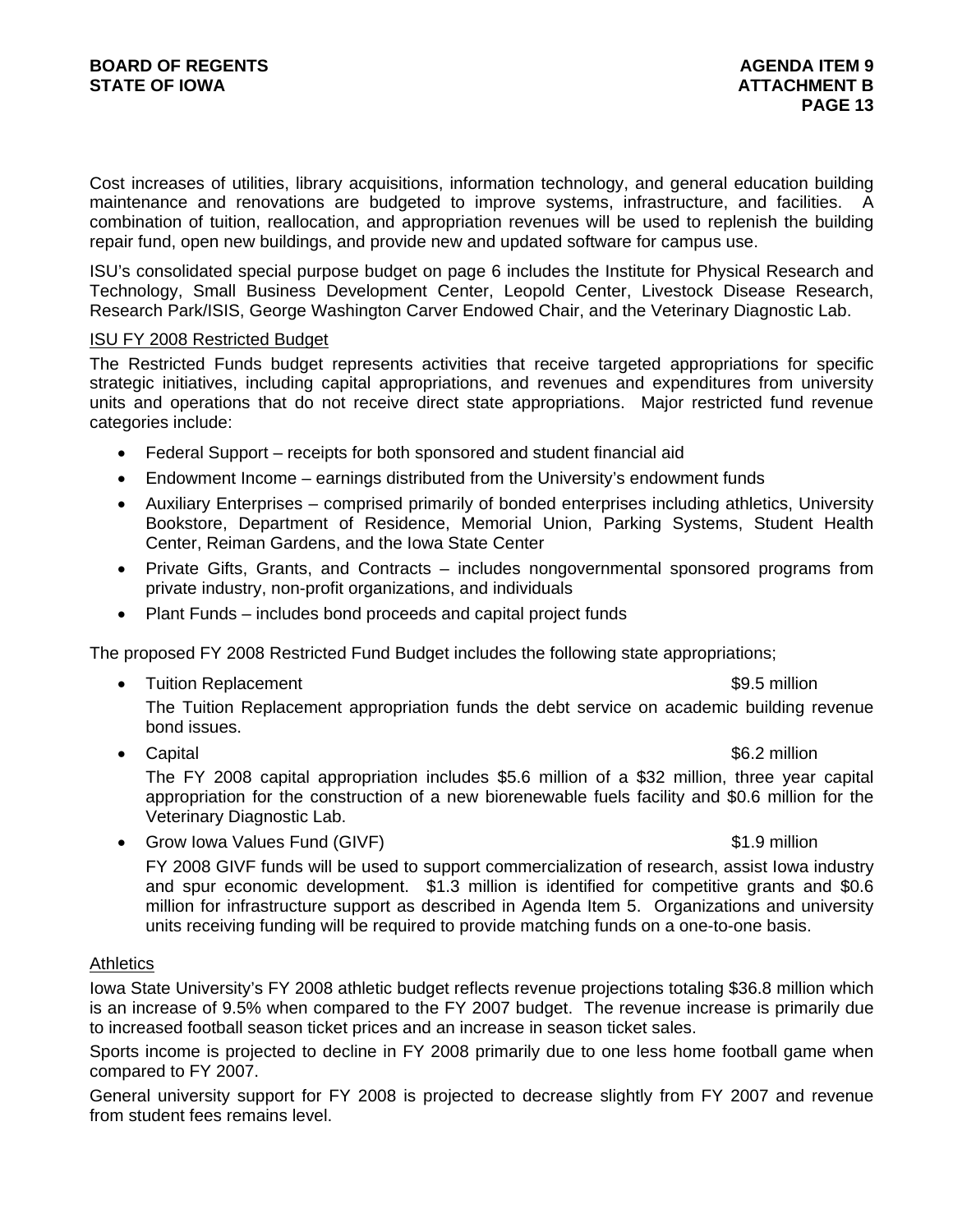Cost increases of utilities, library acquisitions, information technology, and general education building maintenance and renovations are budgeted to improve systems, infrastructure, and facilities. A combination of tuition, reallocation, and appropriation revenues will be used to replenish the building repair fund, open new buildings, and provide new and updated software for campus use.

ISU's consolidated special purpose budget on page 6 includes the Institute for Physical Research and Technology, Small Business Development Center, Leopold Center, Livestock Disease Research, Research Park/ISIS, George Washington Carver Endowed Chair, and the Veterinary Diagnostic Lab.

ISU FY 2008 Restricted Budget

The Restricted Funds budget represents activities that receive targeted appropriations for specific strategic initiatives, including capital appropriations, and revenues and expenditures from university units and operations that do not receive direct state appropriations. Major restricted fund revenue categories include:

- Federal Support – receipts for both sponsored and student financial aid
- Endowment Income – earnings distributed from the University's endowment funds
- Auxiliary Enterprises – comprised primarily of bonded enterprises including athletics, University Bookstore, Department of Residence, Memorial Union, Parking Systems, Student Health Center, Reiman Gardens, and the Iowa State Center
- Private Gifts, Grants, and Contracts – includes nongovernmental sponsored programs from private industry, non-profit organizations, and individuals
- Plant Funds – includes bond proceeds and capital project funds

The proposed FY 2008 Restricted Fund Budget includes the following state appropriations;

- Tuition Replacement $9.5 million

  The Tuition Replacement appropriation funds the debt service on academic building revenue bond issues.

- Capital $6.2 million

  The FY 2008 capital appropriation includes $5.6 million of a $32 million, three year capital appropriation for the construction of a new biorenewable fuels facility and $0.6 million for the Veterinary Diagnostic Lab.

- Grow Iowa Values Fund (GIVF) $1.9 million

  FY 2008 GIVF funds will be used to support commercialization of research, assist Iowa industry and spur economic development. $1.3 million is identified for competitive grants and $0.6 million for infrastructure support as described in Agenda Item 5. Organizations and university units receiving funding will be required to provide matching funds on a one-to-one basis.

Athletics

Iowa State University's FY 2008 athletic budget reflects revenue projections totaling $36.8 million which is an increase of 9.5% when compared to the FY 2007 budget. The revenue increase is primarily due to increased football season ticket prices and an increase in season ticket sales.

Sports income is projected to decline in FY 2008 primarily due to one less home football game when compared to FY 2007.

General university support for FY 2008 is projected to decrease slightly from FY 2007 and revenue from student fees remains level.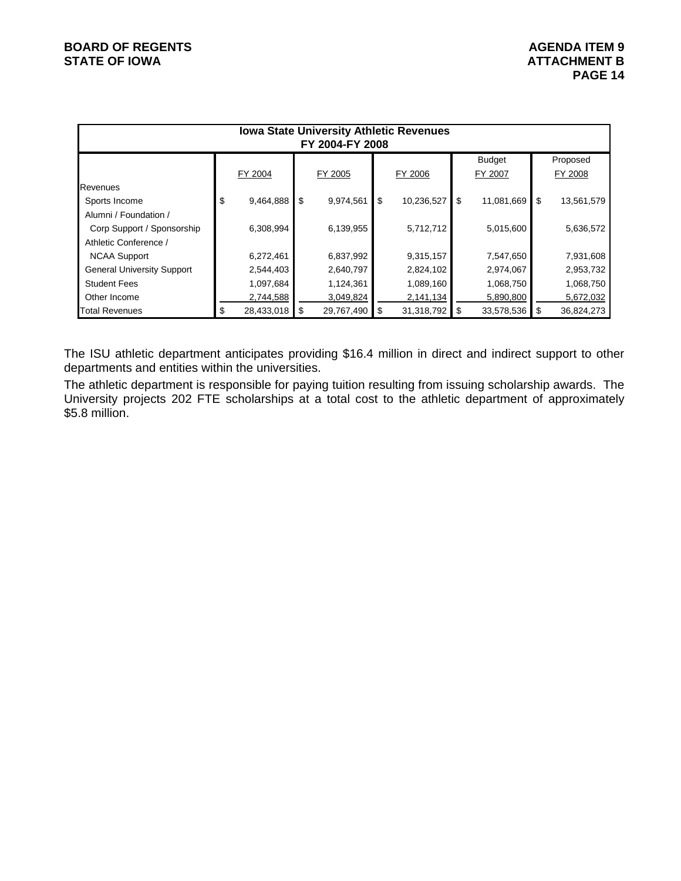| Iowa State University Athletic Revenues FY 2004-FY 2008 | | | | | |
|---|---|---|---|---|---|
| | FY 2004 | FY 2005 | FY 2006 | Budget FY 2007 | Proposed FY 2008 |
| Revenues | | | | | |
| Sports Income | $ 9,464,888 | $ 9,974,561 | $ 10,236,527 | $ 11,081,669 | $ 13,561,579 |
| Alumni / Foundation / Corp Support / Sponsorship | 6,308,994 | 6,139,955 | 5,712,712 | 5,015,600 | 5,636,572 |
| Athletic Conference / NCAA Support | 6,272,461 | 6,837,992 | 9,315,157 | 7,547,650 | 7,931,608 |
| General University Support | 2,544,403 | 2,640,797 | 2,824,102 | 2,974,067 | 2,953,732 |
| Student Fees | 1,097,684 | 1,124,361 | 1,089,160 | 1,068,750 | 1,068,750 |
| Other Income | 2,744,588 | 3,049,824 | 2,141,134 | 5,890,800 | 5,672,032 |
| Total Revenues | $ 28,433,018 | $ 29,767,490 | $ 31,318,792 | $ 33,578,536 | $ 36,824,273 |

The ISU athletic department anticipates providing $16.4 million in direct and indirect support to other departments and entities within the universities.

The athletic department is responsible for paying tuition resulting from issuing scholarship awards. The University projects 202 FTE scholarships at a total cost to the athletic department of approximately $5.8 million.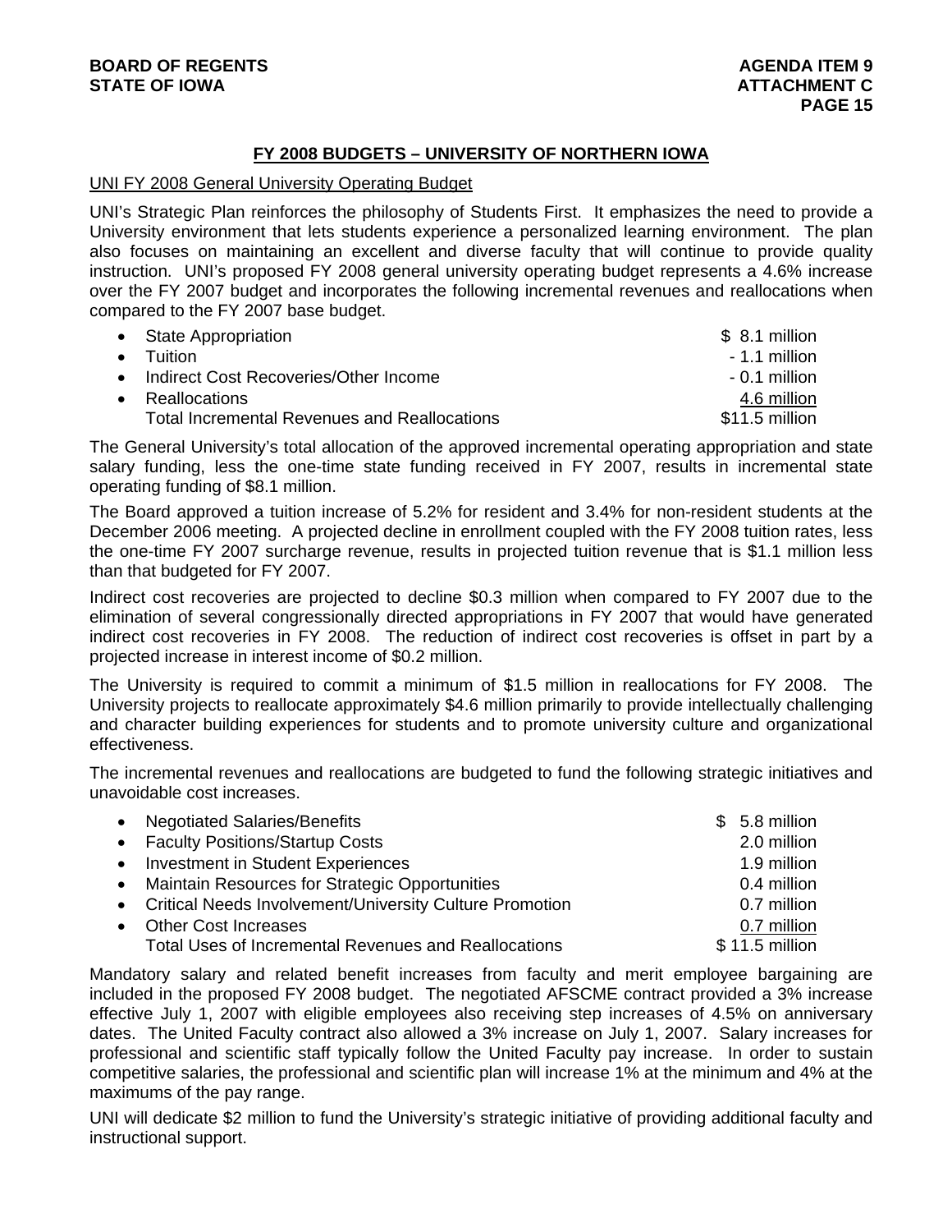## FY 2008 BUDGETS – UNIVERSITY OF NORTHERN IOWA

UNI FY 2008 General University Operating Budget

UNI's Strategic Plan reinforces the philosophy of Students First. It emphasizes the need to provide a University environment that lets students experience a personalized learning environment. The plan also focuses on maintaining an excellent and diverse faculty that will continue to provide quality instruction. UNI's proposed FY 2008 general university operating budget represents a 4.6% increase over the FY 2007 budget and incorporates the following incremental revenues and reallocations when compared to the FY 2007 base budget.

| | |
|---|---|
| • State Appropriation | $ 8.1 million |
| • Tuition | - 1.1 million |
| • Indirect Cost Recoveries/Other Income | - 0.1 million |
| • Reallocations | 4.6 million |
| Total Incremental Revenues and Reallocations | $11.5 million |

The General University's total allocation of the approved incremental operating appropriation and state salary funding, less the one-time state funding received in FY 2007, results in incremental state operating funding of $8.1 million.

The Board approved a tuition increase of 5.2% for resident and 3.4% for non-resident students at the December 2006 meeting. A projected decline in enrollment coupled with the FY 2008 tuition rates, less the one-time FY 2007 surcharge revenue, results in projected tuition revenue that is $1.1 million less than that budgeted for FY 2007.

Indirect cost recoveries are projected to decline $0.3 million when compared to FY 2007 due to the elimination of several congressionally directed appropriations in FY 2007 that would have generated indirect cost recoveries in FY 2008. The reduction of indirect cost recoveries is offset in part by a projected increase in interest income of $0.2 million.

The University is required to commit a minimum of $1.5 million in reallocations for FY 2008. The University projects to reallocate approximately $4.6 million primarily to provide intellectually challenging and character building experiences for students and to promote university culture and organizational effectiveness.

The incremental revenues and reallocations are budgeted to fund the following strategic initiatives and unavoidable cost increases.

| | |
|---|---|
| • Negotiated Salaries/Benefits | $ 5.8 million |
| • Faculty Positions/Startup Costs | 2.0 million |
| • Investment in Student Experiences | 1.9 million |
| • Maintain Resources for Strategic Opportunities | 0.4 million |
| • Critical Needs Involvement/University Culture Promotion | 0.7 million |
| • Other Cost Increases | 0.7 million |
| Total Uses of Incremental Revenues and Reallocations | $ 11.5 million |

Mandatory salary and related benefit increases from faculty and merit employee bargaining are included in the proposed FY 2008 budget. The negotiated AFSCME contract provided a 3% increase effective July 1, 2007 with eligible employees also receiving step increases of 4.5% on anniversary dates. The United Faculty contract also allowed a 3% increase on July 1, 2007. Salary increases for professional and scientific staff typically follow the United Faculty pay increase. In order to sustain competitive salaries, the professional and scientific plan will increase 1% at the minimum and 4% at the maximums of the pay range.

UNI will dedicate $2 million to fund the University's strategic initiative of providing additional faculty and instructional support.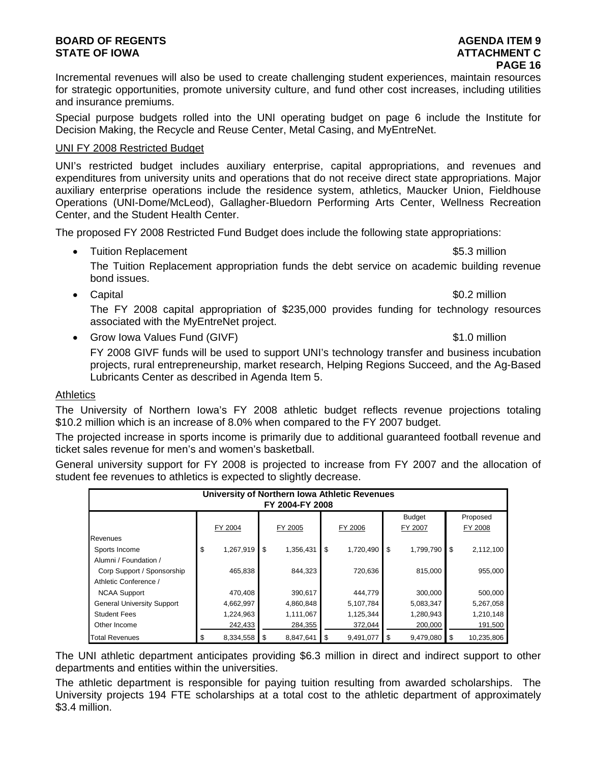Incremental revenues will also be used to create challenging student experiences, maintain resources for strategic opportunities, promote university culture, and fund other cost increases, including utilities and insurance premiums.

Special purpose budgets rolled into the UNI operating budget on page 6 include the Institute for Decision Making, the Recycle and Reuse Center, Metal Casing, and MyEntreNet.

UNI FY 2008 Restricted Budget

UNI's restricted budget includes auxiliary enterprise, capital appropriations, and revenues and expenditures from university units and operations that do not receive direct state appropriations. Major auxiliary enterprise operations include the residence system, athletics, Maucker Union, Fieldhouse Operations (UNI-Dome/McLeod), Gallagher-Bluedorn Performing Arts Center, Wellness Recreation Center, and the Student Health Center.

The proposed FY 2008 Restricted Fund Budget does include the following state appropriations:

- Tuition Replacement — $5.3 million

  The Tuition Replacement appropriation funds the debt service on academic building revenue bond issues.

- Capital — $0.2 million

  The FY 2008 capital appropriation of $235,000 provides funding for technology resources associated with the MyEntreNet project.

- Grow Iowa Values Fund (GIVF) — $1.0 million

  FY 2008 GIVF funds will be used to support UNI's technology transfer and business incubation projects, rural entrepreneurship, market research, Helping Regions Succeed, and the Ag-Based Lubricants Center as described in Agenda Item 5.

Athletics

The University of Northern Iowa's FY 2008 athletic budget reflects revenue projections totaling $10.2 million which is an increase of 8.0% when compared to the FY 2007 budget.

The projected increase in sports income is primarily due to additional guaranteed football revenue and ticket sales revenue for men's and women's basketball.

General university support for FY 2008 is projected to increase from FY 2007 and the allocation of student fee revenues to athletics is expected to slightly decrease.

**University of Northern Iowa Athletic Revenues**
**FY 2004-FY 2008**

| | FY 2004 | FY 2005 | FY 2006 | Budget FY 2007 | Proposed FY 2008 |
|---|---|---|---|---|---|
| Revenues | | | | | |
| Sports Income | $ 1,267,919 | $ 1,356,431 | $ 1,720,490 | $ 1,799,790 | $ 2,112,100 |
| Alumni / Foundation / Corp Support / Sponsorship | 465,838 | 844,323 | 720,636 | 815,000 | 955,000 |
| Athletic Conference / NCAA Support | 470,408 | 390,617 | 444,779 | 300,000 | 500,000 |
| General University Support | 4,662,997 | 4,860,848 | 5,107,784 | 5,083,347 | 5,267,058 |
| Student Fees | 1,224,963 | 1,111,067 | 1,125,344 | 1,280,943 | 1,210,148 |
| Other Income | 242,433 | 284,355 | 372,044 | 200,000 | 191,500 |
| Total Revenues | $ 8,334,558 | $ 8,847,641 | $ 9,491,077 | $ 9,479,080 | $ 10,235,806 |

The UNI athletic department anticipates providing $6.3 million in direct and indirect support to other departments and entities within the universities.

The athletic department is responsible for paying tuition resulting from awarded scholarships. The University projects 194 FTE scholarships at a total cost to the athletic department of approximately $3.4 million.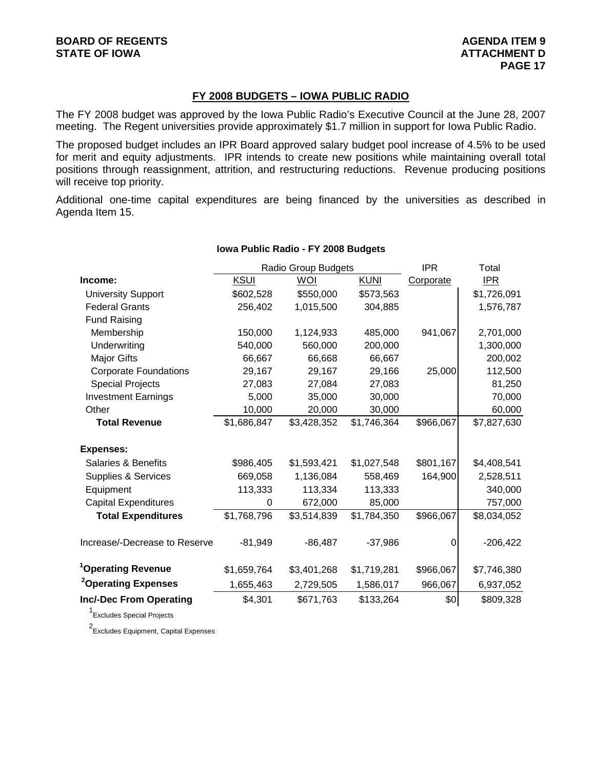## FY 2008 BUDGETS – IOWA PUBLIC RADIO

The FY 2008 budget was approved by the Iowa Public Radio's Executive Council at the June 28, 2007 meeting. The Regent universities provide approximately $1.7 million in support for Iowa Public Radio.

The proposed budget includes an IPR Board approved salary budget pool increase of 4.5% to be used for merit and equity adjustments. IPR intends to create new positions while maintaining overall total positions through reassignment, attrition, and restructuring reductions. Revenue producing positions will receive top priority.

Additional one-time capital expenditures are being financed by the universities as described in Agenda Item 15.

**Iowa Public Radio - FY 2008 Budgets**

| | Radio Group Budgets | | | IPR | Total |
|---|---|---|---|---|---|
| **Income:** | KSUI | WOI | KUNI | Corporate | IPR |
| University Support | $602,528 | $550,000 | $573,563 | | $1,726,091 |
| Federal Grants | 256,402 | 1,015,500 | 304,885 | | 1,576,787 |
| Fund Raising | | | | | |
| Membership | 150,000 | 1,124,933 | 485,000 | 941,067 | 2,701,000 |
| Underwriting | 540,000 | 560,000 | 200,000 | | 1,300,000 |
| Major Gifts | 66,667 | 66,668 | 66,667 | | 200,002 |
| Corporate Foundations | 29,167 | 29,167 | 29,166 | 25,000 | 112,500 |
| Special Projects | 27,083 | 27,084 | 27,083 | | 81,250 |
| Investment Earnings | 5,000 | 35,000 | 30,000 | | 70,000 |
| Other | 10,000 | 20,000 | 30,000 | | 60,000 |
| **Total Revenue** | $1,686,847 | $3,428,352 | $1,746,364 | $966,067 | $7,827,630 |
| **Expenses:** | | | | | |
| Salaries & Benefits | $986,405 | $1,593,421 | $1,027,548 | $801,167 | $4,408,541 |
| Supplies & Services | 669,058 | 1,136,084 | 558,469 | 164,900 | 2,528,511 |
| Equipment | 113,333 | 113,334 | 113,333 | | 340,000 |
| Capital Expenditures | 0 | 672,000 | 85,000 | | 757,000 |
| **Total Expenditures** | $1,768,796 | $3,514,839 | $1,784,350 | $966,067 | $8,034,052 |
| Increase/-Decrease to Reserve | -81,949 | -86,487 | -37,986 | 0 | -206,422 |
| **[1]Operating Revenue** | $1,659,764 | $3,401,268 | $1,719,281 | $966,067 | $7,746,380 |
| **[2]Operating Expenses** | 1,655,463 | 2,729,505 | 1,586,017 | 966,067 | 6,937,052 |
| **Inc/-Dec From Operating** | $4,301 | $671,763 | $133,264 | $0 | $809,328 |

[1] Excludes Special Projects

[2] Excludes Equipment, Capital Expenses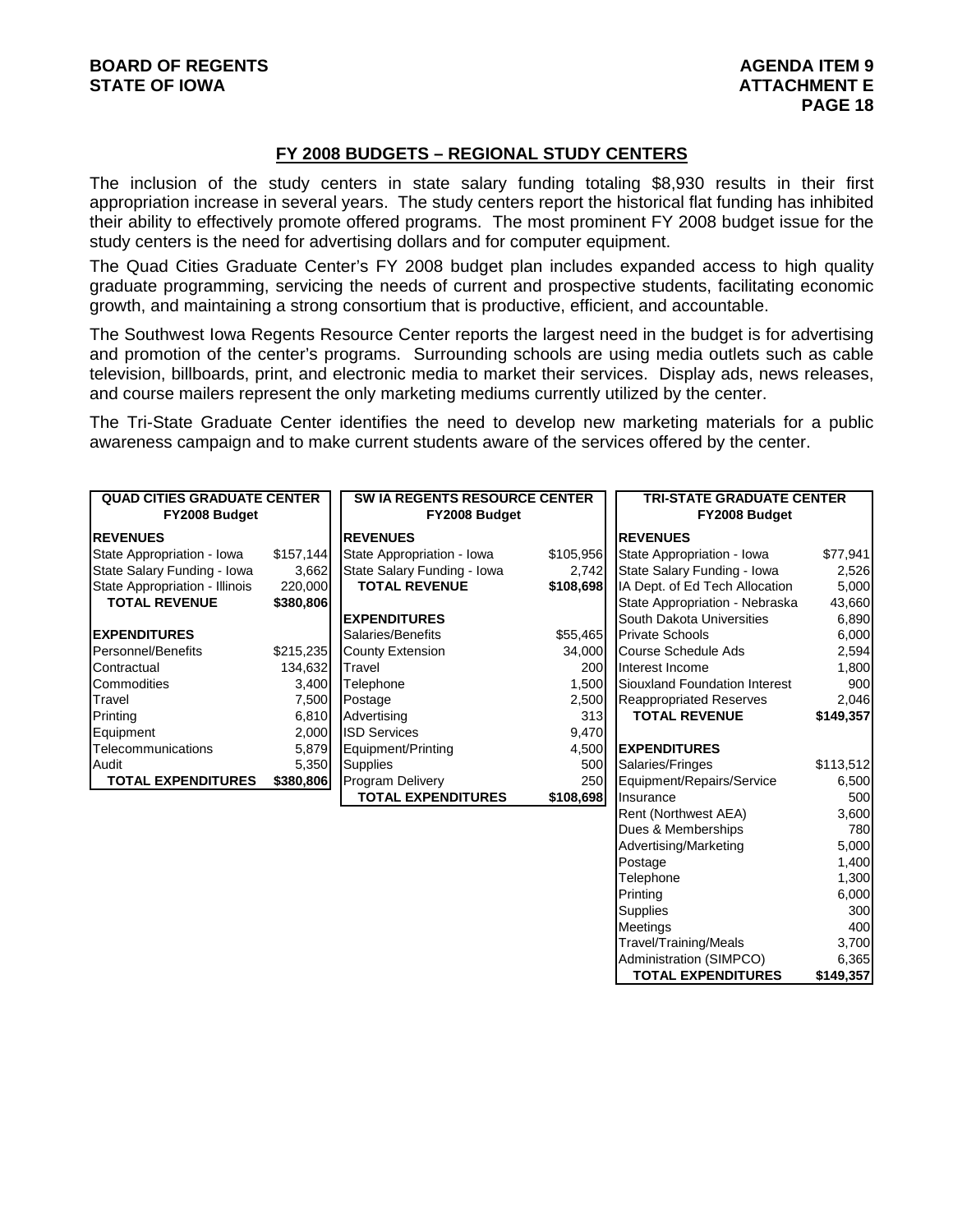## FY 2008 BUDGETS – REGIONAL STUDY CENTERS

The inclusion of the study centers in state salary funding totaling $8,930 results in their first appropriation increase in several years. The study centers report the historical flat funding has inhibited their ability to effectively promote offered programs. The most prominent FY 2008 budget issue for the study centers is the need for advertising dollars and for computer equipment.

The Quad Cities Graduate Center's FY 2008 budget plan includes expanded access to high quality graduate programming, servicing the needs of current and prospective students, facilitating economic growth, and maintaining a strong consortium that is productive, efficient, and accountable.

The Southwest Iowa Regents Resource Center reports the largest need in the budget is for advertising and promotion of the center's programs. Surrounding schools are using media outlets such as cable television, billboards, print, and electronic media to market their services. Display ads, news releases, and course mailers represent the only marketing mediums currently utilized by the center.

The Tri-State Graduate Center identifies the need to develop new marketing materials for a public awareness campaign and to make current students aware of the services offered by the center.

| QUAD CITIES GRADUATE CENTER FY2008 Budget | |
|---|---|
| **REVENUES** | |
| State Appropriation - Iowa | $157,144 |
| State Salary Funding - Iowa | 3,662 |
| State Appropriation - Illinois | 220,000 |
| **TOTAL REVENUE** | **$380,806** |
| **EXPENDITURES** | |
| Personnel/Benefits | $215,235 |
| Contractual | 134,632 |
| Commodities | 3,400 |
| Travel | 7,500 |
| Printing | 6,810 |
| Equipment | 2,000 |
| Telecommunications | 5,879 |
| Audit | 5,350 |
| **TOTAL EXPENDITURES** | **$380,806** |

| SW IA REGENTS RESOURCE CENTER FY2008 Budget | |
|---|---|
| **REVENUES** | |
| State Appropriation - Iowa | $105,956 |
| State Salary Funding - Iowa | 2,742 |
| **TOTAL REVENUE** | **$108,698** |
| **EXPENDITURES** | |
| Salaries/Benefits | $55,465 |
| County Extension | 34,000 |
| Travel | 200 |
| Telephone | 1,500 |
| Postage | 2,500 |
| Advertising | 313 |
| ISD Services | 9,470 |
| Equipment/Printing | 4,500 |
| Supplies | 500 |
| Program Delivery | 250 |
| **TOTAL EXPENDITURES** | **$108,698** |

| TRI-STATE GRADUATE CENTER FY2008 Budget | |
|---|---|
| **REVENUES** | |
| State Appropriation - Iowa | $77,941 |
| State Salary Funding - Iowa | 2,526 |
| IA Dept. of Ed Tech Allocation | 5,000 |
| State Appropriation - Nebraska | 43,660 |
| South Dakota Universities | 6,890 |
| Private Schools | 6,000 |
| Course Schedule Ads | 2,594 |
| Interest Income | 1,800 |
| Siouxland Foundation Interest | 900 |
| Reappropriated Reserves | 2,046 |
| **TOTAL REVENUE** | **$149,357** |
| **EXPENDITURES** | |
| Salaries/Fringes | $113,512 |
| Equipment/Repairs/Service | 6,500 |
| Insurance | 500 |
| Rent (Northwest AEA) | 3,600 |
| Dues & Memberships | 780 |
| Advertising/Marketing | 5,000 |
| Postage | 1,400 |
| Telephone | 1,300 |
| Printing | 6,000 |
| Supplies | 300 |
| Meetings | 400 |
| Travel/Training/Meals | 3,700 |
| Administration (SIMPCO) | 6,365 |
| **TOTAL EXPENDITURES** | **$149,357** |